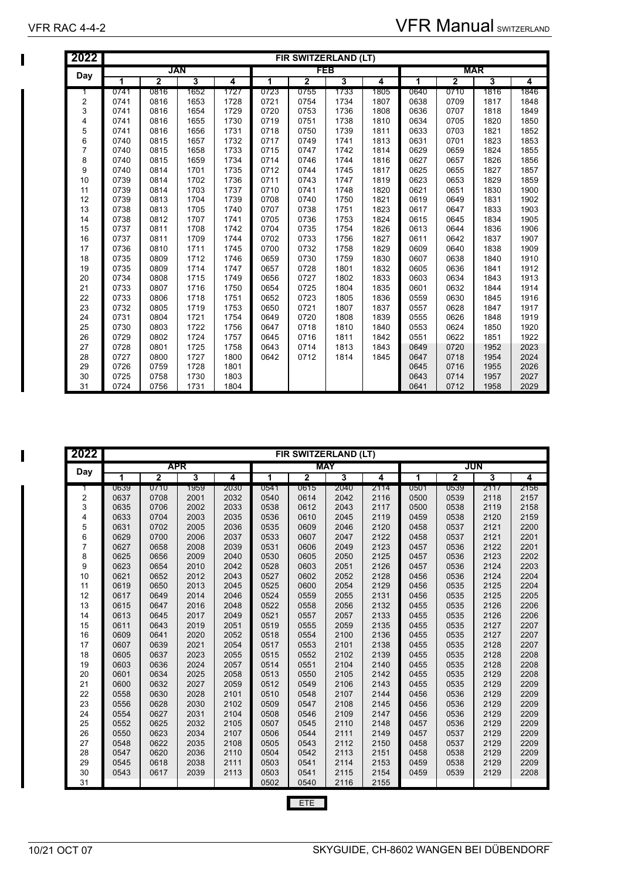| 2022 | FIR SWITZERLAND (LT) | | | | | | | | | | | |
|---|---|---|---|---|---|---|---|---|---|---|---|---|
| Day | JAN | | | | FEB | | | | MAR | | | |
| | 1 | 2 | 3 | 4 | 1 | 2 | 3 | 4 | 1 | 2 | 3 | 4 |
| 1 | 0741 | 0816 | 1652 | 1727 | 0723 | 0755 | 1733 | 1805 | 0640 | 0710 | 1816 | 1846 |
| 2 | 0741 | 0816 | 1653 | 1728 | 0721 | 0754 | 1734 | 1807 | 0638 | 0709 | 1817 | 1848 |
| 3 | 0741 | 0816 | 1654 | 1729 | 0720 | 0753 | 1736 | 1808 | 0636 | 0707 | 1818 | 1849 |
| 4 | 0741 | 0816 | 1655 | 1730 | 0719 | 0751 | 1738 | 1810 | 0634 | 0705 | 1820 | 1850 |
| 5 | 0741 | 0816 | 1656 | 1731 | 0718 | 0750 | 1739 | 1811 | 0633 | 0703 | 1821 | 1852 |
| 6 | 0740 | 0815 | 1657 | 1732 | 0717 | 0749 | 1741 | 1813 | 0631 | 0701 | 1823 | 1853 |
| 7 | 0740 | 0815 | 1658 | 1733 | 0715 | 0747 | 1742 | 1814 | 0629 | 0659 | 1824 | 1855 |
| 8 | 0740 | 0815 | 1659 | 1734 | 0714 | 0746 | 1744 | 1816 | 0627 | 0657 | 1826 | 1856 |
| 9 | 0740 | 0814 | 1701 | 1735 | 0712 | 0744 | 1745 | 1817 | 0625 | 0655 | 1827 | 1857 |
| 10 | 0739 | 0814 | 1702 | 1736 | 0711 | 0743 | 1747 | 1819 | 0623 | 0653 | 1829 | 1859 |
| 11 | 0739 | 0814 | 1703 | 1737 | 0710 | 0741 | 1748 | 1820 | 0621 | 0651 | 1830 | 1900 |
| 12 | 0739 | 0813 | 1704 | 1739 | 0708 | 0740 | 1750 | 1821 | 0619 | 0649 | 1831 | 1902 |
| 13 | 0738 | 0813 | 1705 | 1740 | 0707 | 0738 | 1751 | 1823 | 0617 | 0647 | 1833 | 1903 |
| 14 | 0738 | 0812 | 1707 | 1741 | 0705 | 0736 | 1753 | 1824 | 0615 | 0645 | 1834 | 1905 |
| 15 | 0737 | 0811 | 1708 | 1742 | 0704 | 0735 | 1754 | 1826 | 0613 | 0644 | 1836 | 1906 |
| 16 | 0737 | 0811 | 1709 | 1744 | 0702 | 0733 | 1756 | 1827 | 0611 | 0642 | 1837 | 1907 |
| 17 | 0736 | 0810 | 1711 | 1745 | 0700 | 0732 | 1758 | 1829 | 0609 | 0640 | 1838 | 1909 |
| 18 | 0735 | 0809 | 1712 | 1746 | 0659 | 0730 | 1759 | 1830 | 0607 | 0638 | 1840 | 1910 |
| 19 | 0735 | 0809 | 1714 | 1747 | 0657 | 0728 | 1801 | 1832 | 0605 | 0636 | 1841 | 1912 |
| 20 | 0734 | 0808 | 1715 | 1749 | 0656 | 0727 | 1802 | 1833 | 0603 | 0634 | 1843 | 1913 |
| 21 | 0733 | 0807 | 1716 | 1750 | 0654 | 0725 | 1804 | 1835 | 0601 | 0632 | 1844 | 1914 |
| 22 | 0733 | 0806 | 1718 | 1751 | 0652 | 0723 | 1805 | 1836 | 0559 | 0630 | 1845 | 1916 |
| 23 | 0732 | 0805 | 1719 | 1753 | 0650 | 0721 | 1807 | 1837 | 0557 | 0628 | 1847 | 1917 |
| 24 | 0731 | 0804 | 1721 | 1754 | 0649 | 0720 | 1808 | 1839 | 0555 | 0626 | 1848 | 1919 |
| 25 | 0730 | 0803 | 1722 | 1756 | 0647 | 0718 | 1810 | 1840 | 0553 | 0624 | 1850 | 1920 |
| 26 | 0729 | 0802 | 1724 | 1757 | 0645 | 0716 | 1811 | 1842 | 0551 | 0622 | 1851 | 1922 |
| 27 | 0728 | 0801 | 1725 | 1758 | 0643 | 0714 | 1813 | 1843 | 0649 | 0720 | 1952 | 2023 |
| 28 | 0727 | 0800 | 1727 | 1800 | 0642 | 0712 | 1814 | 1845 | 0647 | 0718 | 1954 | 2024 |
| 29 | 0726 | 0759 | 1728 | 1801 | | | | | 0645 | 0716 | 1955 | 2026 |
| 30 | 0725 | 0758 | 1730 | 1803 | | | | | 0643 | 0714 | 1957 | 2027 |
| 31 | 0724 | 0756 | 1731 | 1804 | | | | | 0641 | 0712 | 1958 | 2029 |

| 2022 | FIR SWITZERLAND (LT) | | | | | | | | | | | |
|---|---|---|---|---|---|---|---|---|---|---|---|---|
| Day | APR | | | | MAY | | | | JUN | | | |
| | 1 | 2 | 3 | 4 | 1 | 2 | 3 | 4 | 1 | 2 | 3 | 4 |
| 1 | 0639 | 0710 | 1959 | 2030 | 0541 | 0615 | 2040 | 2114 | 0501 | 0539 | 2117 | 2156 |
| 2 | 0637 | 0708 | 2001 | 2032 | 0540 | 0614 | 2042 | 2116 | 0500 | 0539 | 2118 | 2157 |
| 3 | 0635 | 0706 | 2002 | 2033 | 0538 | 0612 | 2043 | 2117 | 0500 | 0538 | 2119 | 2158 |
| 4 | 0633 | 0704 | 2003 | 2035 | 0536 | 0610 | 2045 | 2119 | 0459 | 0538 | 2120 | 2159 |
| 5 | 0631 | 0702 | 2005 | 2036 | 0535 | 0609 | 2046 | 2120 | 0458 | 0537 | 2121 | 2200 |
| 6 | 0629 | 0700 | 2006 | 2037 | 0533 | 0607 | 2047 | 2122 | 0458 | 0537 | 2121 | 2201 |
| 7 | 0627 | 0658 | 2008 | 2039 | 0531 | 0606 | 2049 | 2123 | 0457 | 0536 | 2122 | 2201 |
| 8 | 0625 | 0656 | 2009 | 2040 | 0530 | 0605 | 2050 | 2125 | 0457 | 0536 | 2123 | 2202 |
| 9 | 0623 | 0654 | 2010 | 2042 | 0528 | 0603 | 2051 | 2126 | 0457 | 0536 | 2124 | 2203 |
| 10 | 0621 | 0652 | 2012 | 2043 | 0527 | 0602 | 2052 | 2128 | 0456 | 0536 | 2124 | 2204 |
| 11 | 0619 | 0650 | 2013 | 2045 | 0525 | 0600 | 2054 | 2129 | 0456 | 0535 | 2125 | 2204 |
| 12 | 0617 | 0649 | 2014 | 2046 | 0524 | 0559 | 2055 | 2131 | 0456 | 0535 | 2125 | 2205 |
| 13 | 0615 | 0647 | 2016 | 2048 | 0522 | 0558 | 2056 | 2132 | 0455 | 0535 | 2126 | 2206 |
| 14 | 0613 | 0645 | 2017 | 2049 | 0521 | 0557 | 2057 | 2133 | 0455 | 0535 | 2126 | 2206 |
| 15 | 0611 | 0643 | 2019 | 2051 | 0519 | 0555 | 2059 | 2135 | 0455 | 0535 | 2127 | 2207 |
| 16 | 0609 | 0641 | 2020 | 2052 | 0518 | 0554 | 2100 | 2136 | 0455 | 0535 | 2127 | 2207 |
| 17 | 0607 | 0639 | 2021 | 2054 | 0517 | 0553 | 2101 | 2138 | 0455 | 0535 | 2128 | 2207 |
| 18 | 0605 | 0637 | 2023 | 2055 | 0515 | 0552 | 2102 | 2139 | 0455 | 0535 | 2128 | 2208 |
| 19 | 0603 | 0636 | 2024 | 2057 | 0514 | 0551 | 2104 | 2140 | 0455 | 0535 | 2128 | 2208 |
| 20 | 0601 | 0634 | 2025 | 2058 | 0513 | 0550 | 2105 | 2142 | 0455 | 0535 | 2129 | 2208 |
| 21 | 0600 | 0632 | 2027 | 2059 | 0512 | 0549 | 2106 | 2143 | 0455 | 0535 | 2129 | 2209 |
| 22 | 0558 | 0630 | 2028 | 2101 | 0510 | 0548 | 2107 | 2144 | 0456 | 0536 | 2129 | 2209 |
| 23 | 0556 | 0628 | 2030 | 2102 | 0509 | 0547 | 2108 | 2145 | 0456 | 0536 | 2129 | 2209 |
| 24 | 0554 | 0627 | 2031 | 2104 | 0508 | 0546 | 2109 | 2147 | 0456 | 0536 | 2129 | 2209 |
| 25 | 0552 | 0625 | 2032 | 2105 | 0507 | 0545 | 2110 | 2148 | 0457 | 0536 | 2129 | 2209 |
| 26 | 0550 | 0623 | 2034 | 2107 | 0506 | 0544 | 2111 | 2149 | 0457 | 0537 | 2129 | 2209 |
| 27 | 0548 | 0622 | 2035 | 2108 | 0505 | 0543 | 2112 | 2150 | 0458 | 0537 | 2129 | 2209 |
| 28 | 0547 | 0620 | 2036 | 2110 | 0504 | 0542 | 2113 | 2151 | 0458 | 0538 | 2129 | 2209 |
| 29 | 0545 | 0618 | 2038 | 2111 | 0503 | 0541 | 2114 | 2153 | 0459 | 0538 | 2129 | 2209 |
| 30 | 0543 | 0617 | 2039 | 2113 | 0503 | 0541 | 2115 | 2154 | 0459 | 0539 | 2129 | 2208 |
| 31 | | | | | 0502 | 0540 | 2116 | 2155 | | | | |

ETE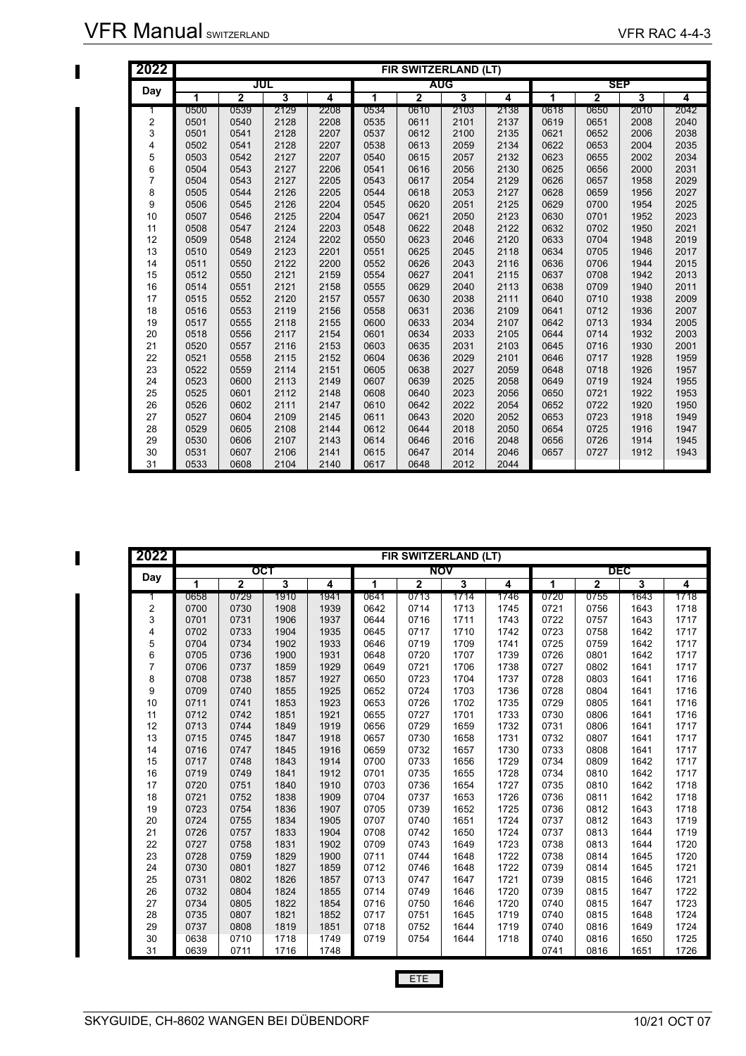| 2022 | FIR SWITZERLAND (LT) | | | | | | | | | | | |
|---|---|---|---|---|---|---|---|---|---|---|---|---|
| Day | JUL | | | | AUG | | | | SEP | | | |
| | 1 | 2 | 3 | 4 | 1 | 2 | 3 | 4 | 1 | 2 | 3 | 4 |
| 1 | 0500 | 0539 | 2129 | 2208 | 0534 | 0610 | 2103 | 2138 | 0618 | 0650 | 2010 | 2042 |
| 2 | 0501 | 0540 | 2128 | 2208 | 0535 | 0611 | 2101 | 2137 | 0619 | 0651 | 2008 | 2040 |
| 3 | 0501 | 0541 | 2128 | 2207 | 0537 | 0612 | 2100 | 2135 | 0621 | 0652 | 2006 | 2038 |
| 4 | 0502 | 0541 | 2128 | 2207 | 0538 | 0613 | 2059 | 2134 | 0622 | 0653 | 2004 | 2035 |
| 5 | 0503 | 0542 | 2127 | 2207 | 0540 | 0615 | 2057 | 2132 | 0623 | 0655 | 2002 | 2034 |
| 6 | 0504 | 0543 | 2127 | 2206 | 0541 | 0616 | 2056 | 2130 | 0625 | 0656 | 2000 | 2031 |
| 7 | 0504 | 0543 | 2127 | 2205 | 0543 | 0617 | 2054 | 2129 | 0626 | 0657 | 1958 | 2029 |
| 8 | 0505 | 0544 | 2126 | 2205 | 0544 | 0618 | 2053 | 2127 | 0628 | 0659 | 1956 | 2027 |
| 9 | 0506 | 0545 | 2126 | 2204 | 0545 | 0620 | 2051 | 2125 | 0629 | 0700 | 1954 | 2025 |
| 10 | 0507 | 0546 | 2125 | 2204 | 0547 | 0621 | 2050 | 2123 | 0630 | 0701 | 1952 | 2023 |
| 11 | 0508 | 0547 | 2124 | 2203 | 0548 | 0622 | 2048 | 2122 | 0632 | 0702 | 1950 | 2021 |
| 12 | 0509 | 0548 | 2124 | 2202 | 0550 | 0623 | 2046 | 2120 | 0633 | 0704 | 1948 | 2019 |
| 13 | 0510 | 0549 | 2123 | 2201 | 0551 | 0625 | 2045 | 2118 | 0634 | 0705 | 1946 | 2017 |
| 14 | 0511 | 0550 | 2122 | 2200 | 0552 | 0626 | 2043 | 2116 | 0636 | 0706 | 1944 | 2015 |
| 15 | 0512 | 0550 | 2121 | 2159 | 0554 | 0627 | 2041 | 2115 | 0637 | 0708 | 1942 | 2013 |
| 16 | 0514 | 0551 | 2121 | 2158 | 0555 | 0629 | 2040 | 2113 | 0638 | 0709 | 1940 | 2011 |
| 17 | 0515 | 0552 | 2120 | 2157 | 0557 | 0630 | 2038 | 2111 | 0640 | 0710 | 1938 | 2009 |
| 18 | 0516 | 0553 | 2119 | 2156 | 0558 | 0631 | 2036 | 2109 | 0641 | 0712 | 1936 | 2007 |
| 19 | 0517 | 0555 | 2118 | 2155 | 0600 | 0633 | 2034 | 2107 | 0642 | 0713 | 1934 | 2005 |
| 20 | 0518 | 0556 | 2117 | 2154 | 0601 | 0634 | 2033 | 2105 | 0644 | 0714 | 1932 | 2003 |
| 21 | 0520 | 0557 | 2116 | 2153 | 0603 | 0635 | 2031 | 2103 | 0645 | 0716 | 1930 | 2001 |
| 22 | 0521 | 0558 | 2115 | 2152 | 0604 | 0636 | 2029 | 2101 | 0646 | 0717 | 1928 | 1959 |
| 23 | 0522 | 0559 | 2114 | 2151 | 0605 | 0638 | 2027 | 2059 | 0648 | 0718 | 1926 | 1957 |
| 24 | 0523 | 0600 | 2113 | 2149 | 0607 | 0639 | 2025 | 2058 | 0649 | 0719 | 1924 | 1955 |
| 25 | 0525 | 0601 | 2112 | 2148 | 0608 | 0640 | 2023 | 2056 | 0650 | 0721 | 1922 | 1953 |
| 26 | 0526 | 0602 | 2111 | 2147 | 0610 | 0642 | 2022 | 2054 | 0652 | 0722 | 1920 | 1950 |
| 27 | 0527 | 0604 | 2109 | 2145 | 0611 | 0643 | 2020 | 2052 | 0653 | 0723 | 1918 | 1949 |
| 28 | 0529 | 0605 | 2108 | 2144 | 0612 | 0644 | 2018 | 2050 | 0654 | 0725 | 1916 | 1947 |
| 29 | 0530 | 0606 | 2107 | 2143 | 0614 | 0646 | 2016 | 2048 | 0656 | 0726 | 1914 | 1945 |
| 30 | 0531 | 0607 | 2106 | 2141 | 0615 | 0647 | 2014 | 2046 | 0657 | 0727 | 1912 | 1943 |
| 31 | 0533 | 0608 | 2104 | 2140 | 0617 | 0648 | 2012 | 2044 | | | | |

| 2022 | FIR SWITZERLAND (LT) | | | | | | | | | | | |
|---|---|---|---|---|---|---|---|---|---|---|---|---|
| Day | OCT | | | | NOV | | | | DEC | | | |
| | 1 | 2 | 3 | 4 | 1 | 2 | 3 | 4 | 1 | 2 | 3 | 4 |
| 1 | 0658 | 0729 | 1910 | 1941 | 0641 | 0713 | 1714 | 1746 | 0720 | 0755 | 1643 | 1718 |
| 2 | 0700 | 0730 | 1908 | 1939 | 0642 | 0714 | 1713 | 1745 | 0721 | 0756 | 1643 | 1718 |
| 3 | 0701 | 0731 | 1906 | 1937 | 0644 | 0716 | 1711 | 1743 | 0722 | 0757 | 1643 | 1717 |
| 4 | 0702 | 0733 | 1904 | 1935 | 0645 | 0717 | 1710 | 1742 | 0723 | 0758 | 1642 | 1717 |
| 5 | 0704 | 0734 | 1902 | 1933 | 0646 | 0719 | 1709 | 1741 | 0725 | 0759 | 1642 | 1717 |
| 6 | 0705 | 0736 | 1900 | 1931 | 0648 | 0720 | 1707 | 1739 | 0726 | 0801 | 1642 | 1717 |
| 7 | 0706 | 0737 | 1859 | 1929 | 0649 | 0721 | 1706 | 1738 | 0727 | 0802 | 1641 | 1717 |
| 8 | 0708 | 0738 | 1857 | 1927 | 0650 | 0723 | 1704 | 1737 | 0728 | 0803 | 1641 | 1716 |
| 9 | 0709 | 0740 | 1855 | 1925 | 0652 | 0724 | 1703 | 1736 | 0728 | 0804 | 1641 | 1716 |
| 10 | 0711 | 0741 | 1853 | 1923 | 0653 | 0726 | 1702 | 1735 | 0729 | 0805 | 1641 | 1716 |
| 11 | 0712 | 0742 | 1851 | 1921 | 0655 | 0727 | 1701 | 1733 | 0730 | 0806 | 1641 | 1716 |
| 12 | 0713 | 0744 | 1849 | 1919 | 0656 | 0729 | 1659 | 1732 | 0731 | 0806 | 1641 | 1717 |
| 13 | 0715 | 0745 | 1847 | 1918 | 0657 | 0730 | 1658 | 1731 | 0732 | 0807 | 1641 | 1717 |
| 14 | 0716 | 0747 | 1845 | 1916 | 0659 | 0732 | 1657 | 1730 | 0733 | 0808 | 1641 | 1717 |
| 15 | 0717 | 0748 | 1843 | 1914 | 0700 | 0733 | 1656 | 1729 | 0734 | 0809 | 1642 | 1717 |
| 16 | 0719 | 0749 | 1841 | 1912 | 0701 | 0735 | 1655 | 1728 | 0734 | 0810 | 1642 | 1717 |
| 17 | 0720 | 0751 | 1840 | 1910 | 0703 | 0736 | 1654 | 1727 | 0735 | 0810 | 1642 | 1718 |
| 18 | 0721 | 0752 | 1838 | 1909 | 0704 | 0737 | 1653 | 1726 | 0736 | 0811 | 1642 | 1718 |
| 19 | 0723 | 0754 | 1836 | 1907 | 0705 | 0739 | 1652 | 1725 | 0736 | 0812 | 1643 | 1718 |
| 20 | 0724 | 0755 | 1834 | 1905 | 0707 | 0740 | 1651 | 1724 | 0737 | 0812 | 1643 | 1719 |
| 21 | 0726 | 0757 | 1833 | 1904 | 0708 | 0742 | 1650 | 1724 | 0737 | 0813 | 1644 | 1719 |
| 22 | 0727 | 0758 | 1831 | 1902 | 0709 | 0743 | 1649 | 1723 | 0738 | 0813 | 1644 | 1720 |
| 23 | 0728 | 0759 | 1829 | 1900 | 0711 | 0744 | 1648 | 1722 | 0738 | 0814 | 1645 | 1720 |
| 24 | 0730 | 0801 | 1827 | 1859 | 0712 | 0746 | 1648 | 1722 | 0739 | 0814 | 1645 | 1721 |
| 25 | 0731 | 0802 | 1826 | 1857 | 0713 | 0747 | 1647 | 1721 | 0739 | 0815 | 1646 | 1721 |
| 26 | 0732 | 0804 | 1824 | 1855 | 0714 | 0749 | 1646 | 1720 | 0739 | 0815 | 1647 | 1722 |
| 27 | 0734 | 0805 | 1822 | 1854 | 0716 | 0750 | 1646 | 1720 | 0740 | 0815 | 1647 | 1723 |
| 28 | 0735 | 0807 | 1821 | 1852 | 0717 | 0751 | 1645 | 1719 | 0740 | 0815 | 1648 | 1724 |
| 29 | 0737 | 0808 | 1819 | 1851 | 0718 | 0752 | 1644 | 1719 | 0740 | 0816 | 1649 | 1724 |
| 30 | 0638 | 0710 | 1718 | 1749 | 0719 | 0754 | 1644 | 1718 | 0740 | 0816 | 1650 | 1725 |
| 31 | 0639 | 0711 | 1716 | 1748 | | | | | 0741 | 0816 | 1651 | 1726 |

ETE